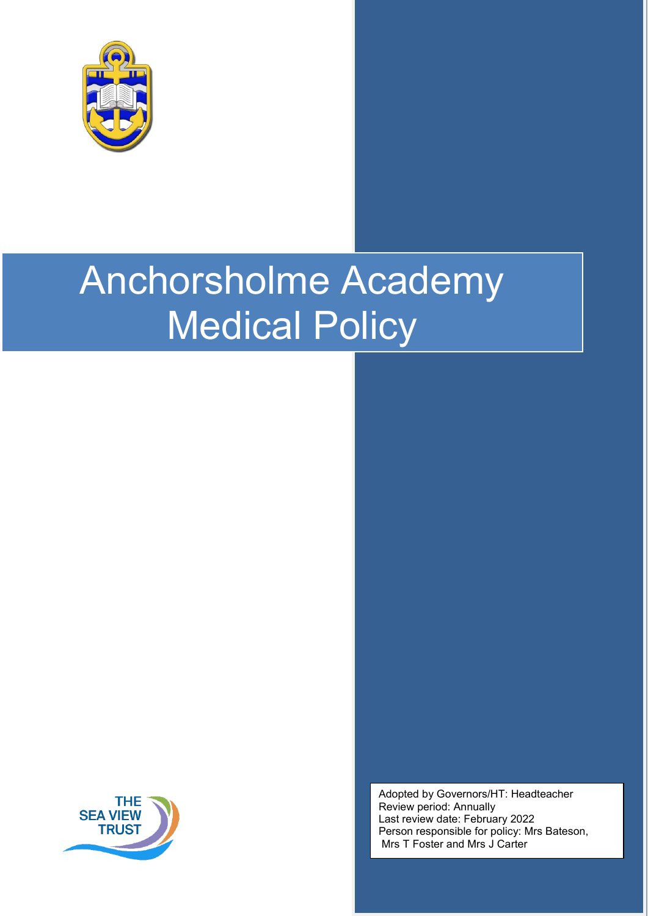# Anchorsholme Academy Medical Policy

THE SEA VIEW TRUST

Adopted by Governors/HT: Headteacher
Review period: Annually
Last review date: February 2022
Person responsible for policy: Mrs Bateson, Mrs T Foster and Mrs J Carter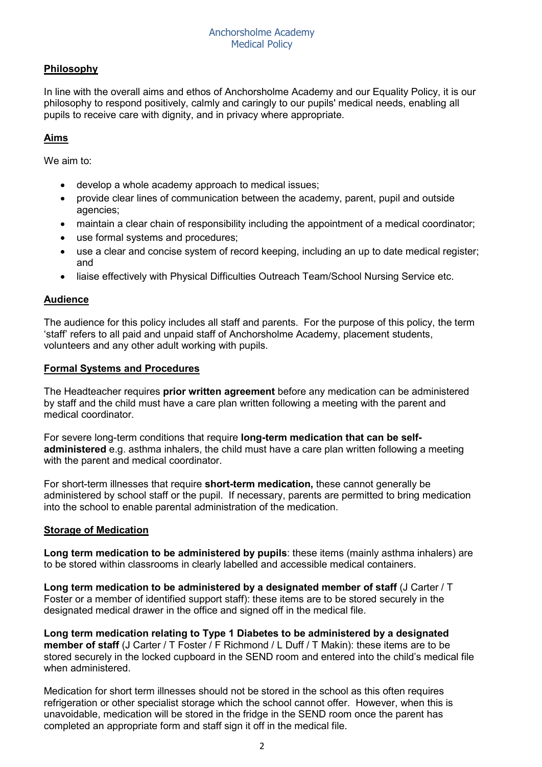Anchorsholme Academy
Medical Policy

## Philosophy

In line with the overall aims and ethos of Anchorsholme Academy and our Equality Policy, it is our philosophy to respond positively, calmly and caringly to our pupils' medical needs, enabling all pupils to receive care with dignity, and in privacy where appropriate.

## Aims

We aim to:

- develop a whole academy approach to medical issues;
- provide clear lines of communication between the academy, parent, pupil and outside agencies;
- maintain a clear chain of responsibility including the appointment of a medical coordinator;
- use formal systems and procedures;
- use a clear and concise system of record keeping, including an up to date medical register; and
- liaise effectively with Physical Difficulties Outreach Team/School Nursing Service etc.

## Audience

The audience for this policy includes all staff and parents. For the purpose of this policy, the term 'staff' refers to all paid and unpaid staff of Anchorsholme Academy, placement students, volunteers and any other adult working with pupils.

## Formal Systems and Procedures

The Headteacher requires **prior written agreement** before any medication can be administered by staff and the child must have a care plan written following a meeting with the parent and medical coordinator.

For severe long-term conditions that require **long-term medication that can be self-administered** e.g. asthma inhalers, the child must have a care plan written following a meeting with the parent and medical coordinator.

For short-term illnesses that require **short-term medication,** these cannot generally be administered by school staff or the pupil. If necessary, parents are permitted to bring medication into the school to enable parental administration of the medication.

## Storage of Medication

**Long term medication to be administered by pupils**: these items (mainly asthma inhalers) are to be stored within classrooms in clearly labelled and accessible medical containers.

**Long term medication to be administered by a designated member of staff** (J Carter / T Foster or a member of identified support staff): these items are to be stored securely in the designated medical drawer in the office and signed off in the medical file.

**Long term medication relating to Type 1 Diabetes to be administered by a designated member of staff** (J Carter / T Foster / F Richmond / L Duff / T Makin): these items are to be stored securely in the locked cupboard in the SEND room and entered into the child's medical file when administered.

Medication for short term illnesses should not be stored in the school as this often requires refrigeration or other specialist storage which the school cannot offer. However, when this is unavoidable, medication will be stored in the fridge in the SEND room once the parent has completed an appropriate form and staff sign it off in the medical file.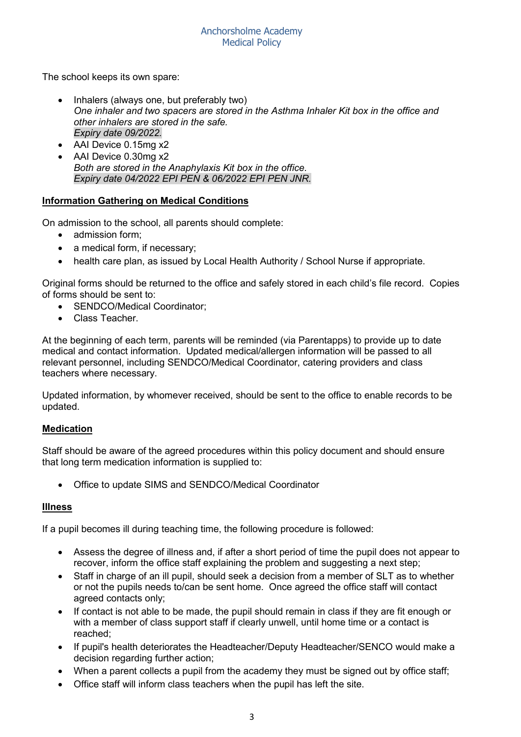The school keeps its own spare:

- Inhalers (always one, but preferably two)
  *One inhaler and two spacers are stored in the Asthma Inhaler Kit box in the office and other inhalers are stored in the safe.*
  *Expiry date 09/2022.*
- AAI Device 0.15mg x2
- AAI Device 0.30mg x2
  *Both are stored in the Anaphylaxis Kit box in the office.*
  *Expiry date 04/2022 EPI PEN & 06/2022 EPI PEN JNR.*

**Information Gathering on Medical Conditions**

On admission to the school, all parents should complete:

- admission form;
- a medical form, if necessary;
- health care plan, as issued by Local Health Authority / School Nurse if appropriate.

Original forms should be returned to the office and safely stored in each child's file record. Copies of forms should be sent to:

- SENDCO/Medical Coordinator;
- Class Teacher.

At the beginning of each term, parents will be reminded (via Parentapps) to provide up to date medical and contact information. Updated medical/allergen information will be passed to all relevant personnel, including SENDCO/Medical Coordinator, catering providers and class teachers where necessary.

Updated information, by whomever received, should be sent to the office to enable records to be updated.

**Medication**

Staff should be aware of the agreed procedures within this policy document and should ensure that long term medication information is supplied to:

- Office to update SIMS and SENDCO/Medical Coordinator

**Illness**

If a pupil becomes ill during teaching time, the following procedure is followed:

- Assess the degree of illness and, if after a short period of time the pupil does not appear to recover, inform the office staff explaining the problem and suggesting a next step;
- Staff in charge of an ill pupil, should seek a decision from a member of SLT as to whether or not the pupils needs to/can be sent home. Once agreed the office staff will contact agreed contacts only;
- If contact is not able to be made, the pupil should remain in class if they are fit enough or with a member of class support staff if clearly unwell, until home time or a contact is reached;
- If pupil's health deteriorates the Headteacher/Deputy Headteacher/SENCO would make a decision regarding further action;
- When a parent collects a pupil from the academy they must be signed out by office staff;
- Office staff will inform class teachers when the pupil has left the site.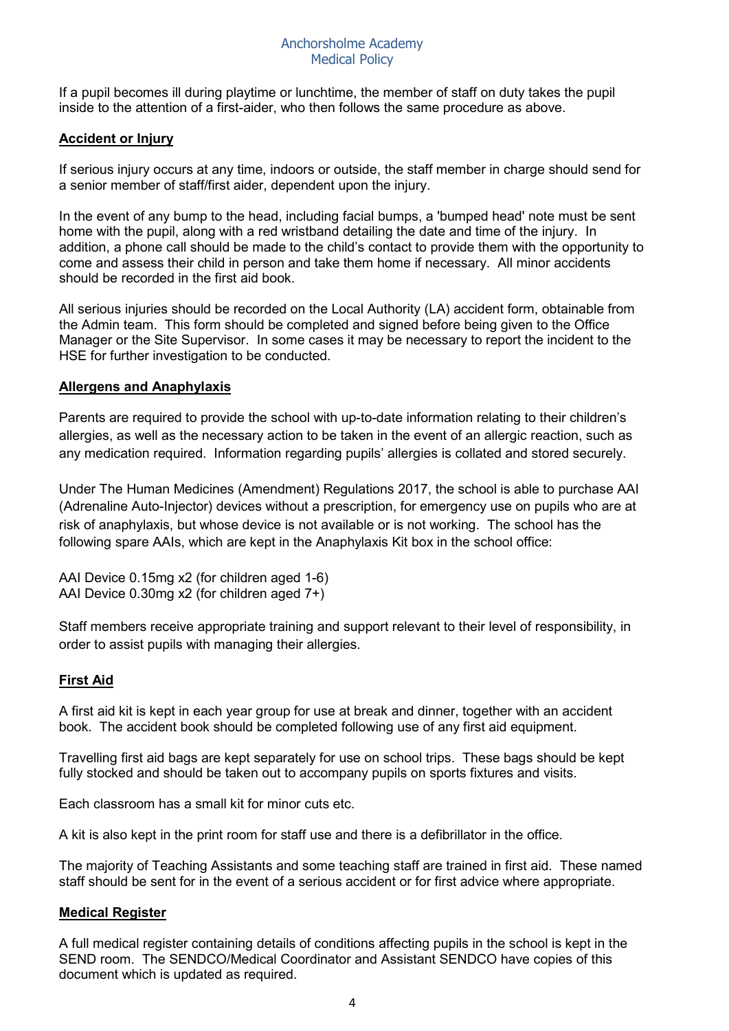If a pupil becomes ill during playtime or lunchtime, the member of staff on duty takes the pupil inside to the attention of a first-aider, who then follows the same procedure as above.

## Accident or Injury

If serious injury occurs at any time, indoors or outside, the staff member in charge should send for a senior member of staff/first aider, dependent upon the injury.

In the event of any bump to the head, including facial bumps, a 'bumped head' note must be sent home with the pupil, along with a red wristband detailing the date and time of the injury. In addition, a phone call should be made to the child's contact to provide them with the opportunity to come and assess their child in person and take them home if necessary. All minor accidents should be recorded in the first aid book.

All serious injuries should be recorded on the Local Authority (LA) accident form, obtainable from the Admin team. This form should be completed and signed before being given to the Office Manager or the Site Supervisor. In some cases it may be necessary to report the incident to the HSE for further investigation to be conducted.

## Allergens and Anaphylaxis

Parents are required to provide the school with up-to-date information relating to their children's allergies, as well as the necessary action to be taken in the event of an allergic reaction, such as any medication required. Information regarding pupils' allergies is collated and stored securely.

Under The Human Medicines (Amendment) Regulations 2017, the school is able to purchase AAI (Adrenaline Auto-Injector) devices without a prescription, for emergency use on pupils who are at risk of anaphylaxis, but whose device is not available or is not working. The school has the following spare AAIs, which are kept in the Anaphylaxis Kit box in the school office:

AAI Device 0.15mg x2 (for children aged 1-6)
AAI Device 0.30mg x2 (for children aged 7+)

Staff members receive appropriate training and support relevant to their level of responsibility, in order to assist pupils with managing their allergies.

## First Aid

A first aid kit is kept in each year group for use at break and dinner, together with an accident book. The accident book should be completed following use of any first aid equipment.

Travelling first aid bags are kept separately for use on school trips. These bags should be kept fully stocked and should be taken out to accompany pupils on sports fixtures and visits.

Each classroom has a small kit for minor cuts etc.

A kit is also kept in the print room for staff use and there is a defibrillator in the office.

The majority of Teaching Assistants and some teaching staff are trained in first aid. These named staff should be sent for in the event of a serious accident or for first advice where appropriate.

## Medical Register

A full medical register containing details of conditions affecting pupils in the school is kept in the SEND room. The SENDCO/Medical Coordinator and Assistant SENDCO have copies of this document which is updated as required.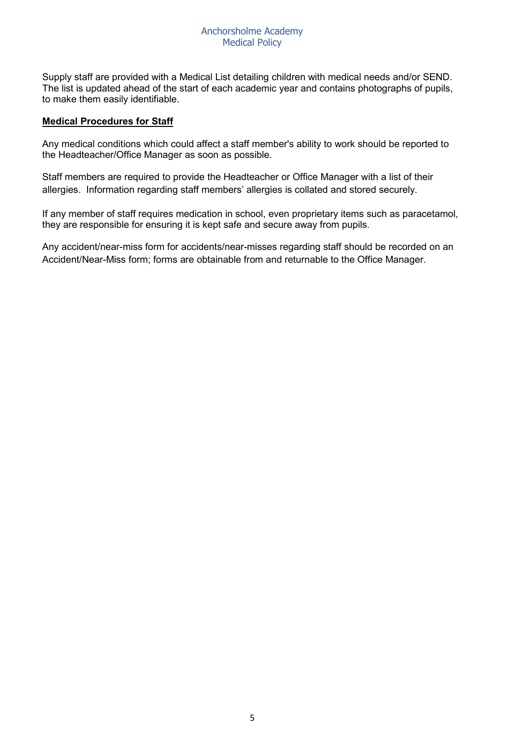Supply staff are provided with a Medical List detailing children with medical needs and/or SEND. The list is updated ahead of the start of each academic year and contains photographs of pupils, to make them easily identifiable.

## Medical Procedures for Staff

Any medical conditions which could affect a staff member's ability to work should be reported to the Headteacher/Office Manager as soon as possible.

Staff members are required to provide the Headteacher or Office Manager with a list of their allergies. Information regarding staff members' allergies is collated and stored securely.

If any member of staff requires medication in school, even proprietary items such as paracetamol, they are responsible for ensuring it is kept safe and secure away from pupils.

Any accident/near-miss form for accidents/near-misses regarding staff should be recorded on an Accident/Near-Miss form; forms are obtainable from and returnable to the Office Manager.